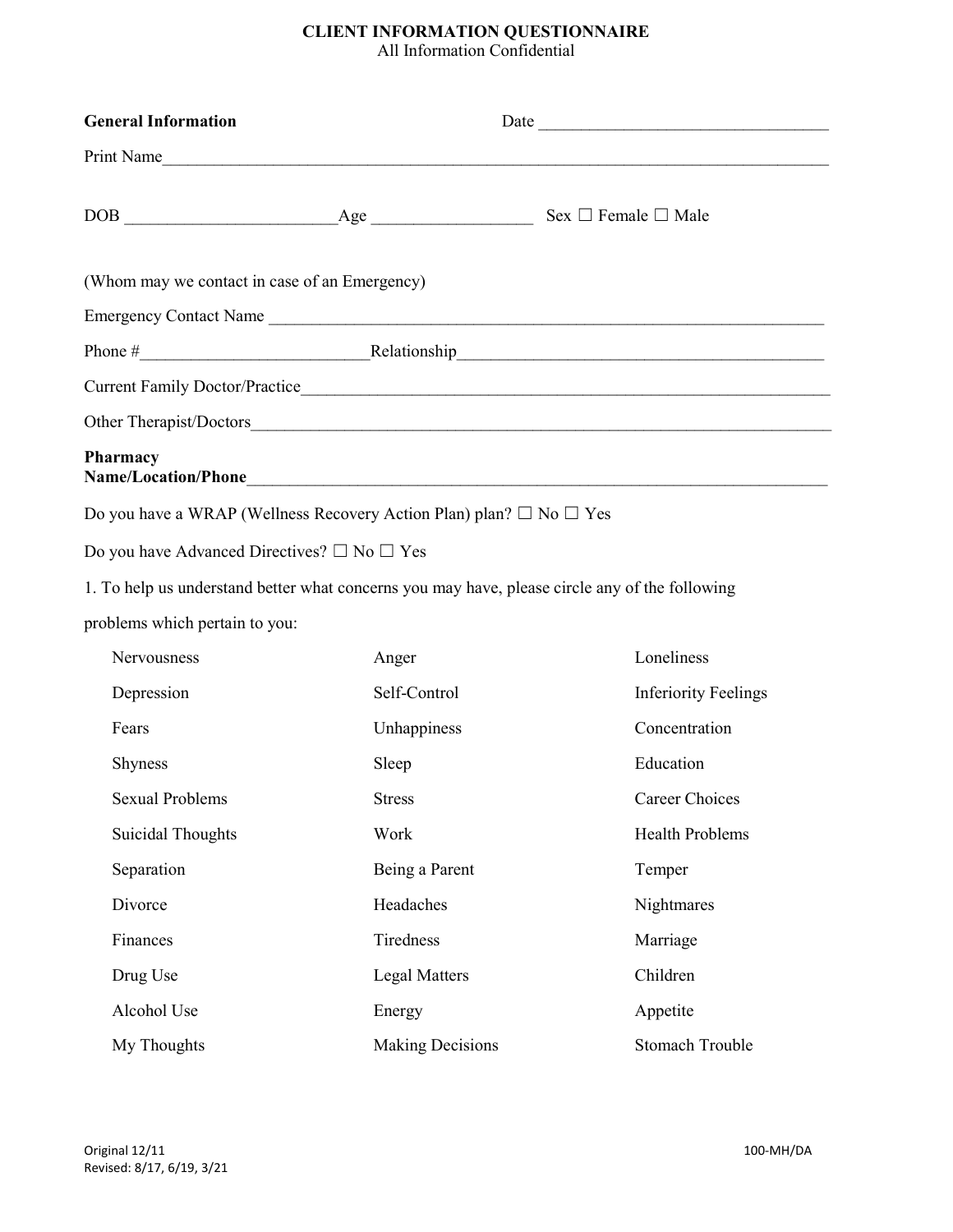# CLIENT INFORMATION QUESTIONNAIRE

All Information Confidential

**General Information** Date ________________________________

Print Name___________________________________________________________________________

DOB ________________________Age __________________ Sex ☐ Female ☐ Male

(Whom may we contact in case of an Emergency)

Emergency Contact Name ______________________________________________________________

Phone #__________________________Relationship_________________________________________

Current Family Doctor/Practice___________________________________________________________

Other Therapist/Doctors_________________________________________________________________

**Pharmacy Name/Location/Phone**___________________________________________________________

Do you have a WRAP (Wellness Recovery Action Plan) plan? ☐ No ☐ Yes

Do you have Advanced Directives? ☐ No ☐ Yes

1. To help us understand better what concerns you may have, please circle any of the following problems which pertain to you:

| | | |
|---|---|---|
| Nervousness | Anger | Loneliness |
| Depression | Self-Control | Inferiority Feelings |
| Fears | Unhappiness | Concentration |
| Shyness | Sleep | Education |
| Sexual Problems | Stress | Career Choices |
| Suicidal Thoughts | Work | Health Problems |
| Separation | Being a Parent | Temper |
| Divorce | Headaches | Nightmares |
| Finances | Tiredness | Marriage |
| Drug Use | Legal Matters | Children |
| Alcohol Use | Energy | Appetite |
| My Thoughts | Making Decisions | Stomach Trouble |

Original 12/11
Revised: 8/17, 6/19, 3/21

100-MH/DA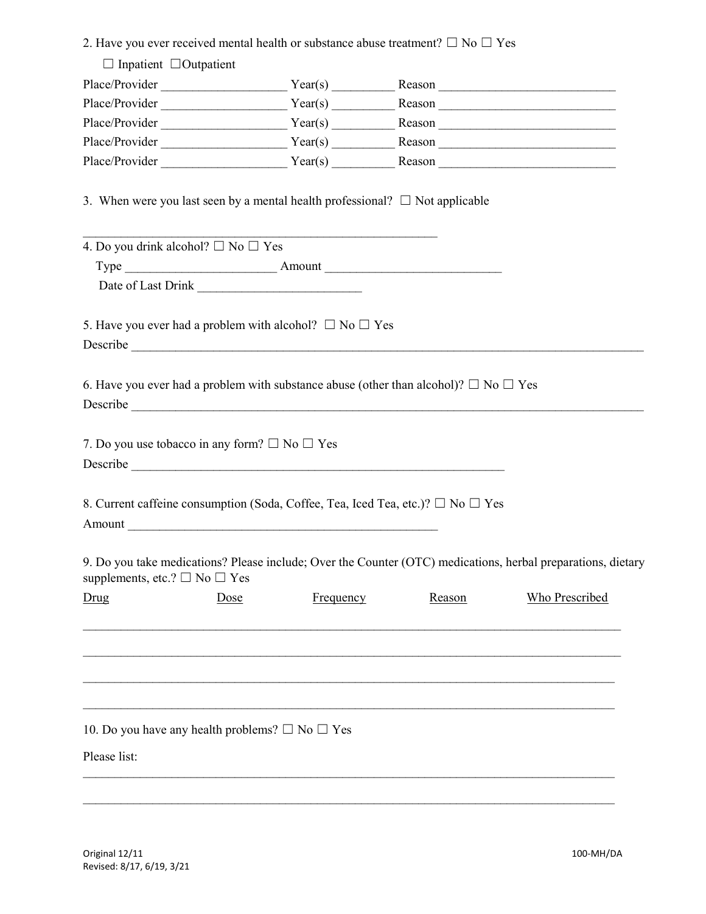2. Have you ever received mental health or substance abuse treatment? ☐ No ☐ Yes

☐ Inpatient ☐Outpatient

Place/Provider ___________________ Year(s) _________ Reason ___________________________

Place/Provider ___________________ Year(s) _________ Reason ___________________________

Place/Provider ___________________ Year(s) _________ Reason ___________________________

Place/Provider ___________________ Year(s) _________ Reason ___________________________

Place/Provider ___________________ Year(s) _________ Reason ___________________________

3. When were you last seen by a mental health professional? ☐ Not applicable

_________________________________________________________

4. Do you drink alcohol? ☐ No ☐ Yes

Type _______________________ Amount ___________________________

Date of Last Drink _________________________

5. Have you ever had a problem with alcohol? ☐ No ☐ Yes

Describe _________________________________________________________________________________

6. Have you ever had a problem with substance abuse (other than alcohol)? ☐ No ☐ Yes

Describe _________________________________________________________________________________

7. Do you use tobacco in any form? ☐ No ☐ Yes

Describe ___________________________________________________________

8. Current caffeine consumption (Soda, Coffee, Tea, Iced Tea, etc.)? ☐ No ☐ Yes

Amount _________________________________________________

9. Do you take medications? Please include; Over the Counter (OTC) medications, herbal preparations, dietary supplements, etc.? ☐ No ☐ Yes

| Drug | Dose | Frequency | Reason | Who Prescribed |
| --- | --- | --- | --- | --- |
| | | | | |
| | | | | |
| | | | | |
| | | | | |

10. Do you have any health problems? ☐ No ☐ Yes

Please list:

_________________________________________________________________________________

_________________________________________________________________________________

Original 12/11
Revised: 8/17, 6/19, 3/21

100-MH/DA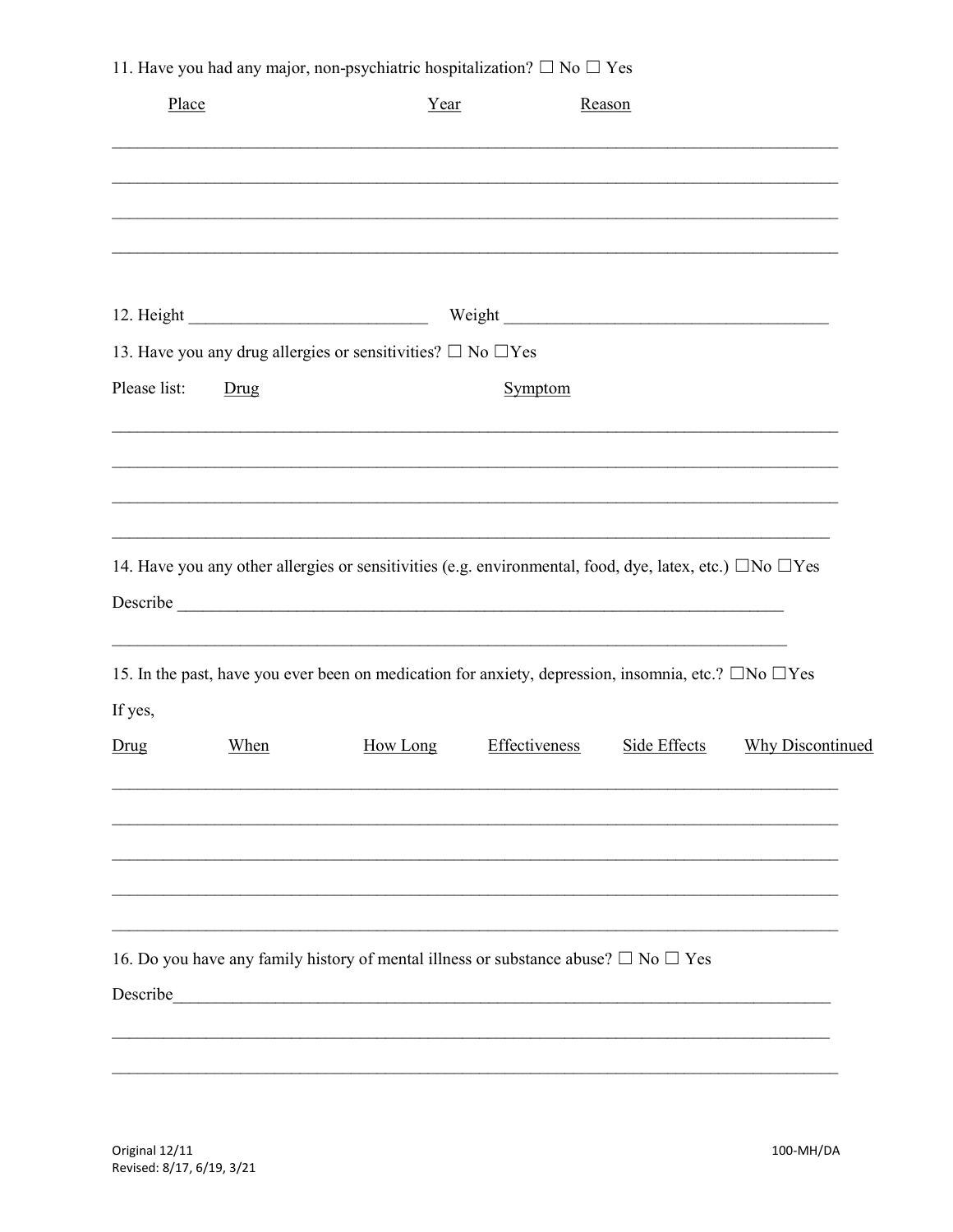11. Have you had any major, non-psychiatric hospitalization? ☐ No ☐ Yes

Place Year Reason

\_\_\_\_\_\_\_\_\_\_\_\_\_\_\_\_\_\_\_\_\_\_\_\_\_\_\_\_\_\_\_\_\_\_\_\_\_\_\_\_\_\_\_\_\_\_\_\_\_\_\_\_\_\_\_\_\_\_\_\_\_\_\_\_\_\_\_\_\_\_\_\_\_\_\_\_

\_\_\_\_\_\_\_\_\_\_\_\_\_\_\_\_\_\_\_\_\_\_\_\_\_\_\_\_\_\_\_\_\_\_\_\_\_\_\_\_\_\_\_\_\_\_\_\_\_\_\_\_\_\_\_\_\_\_\_\_\_\_\_\_\_\_\_\_\_\_\_\_\_\_\_\_

\_\_\_\_\_\_\_\_\_\_\_\_\_\_\_\_\_\_\_\_\_\_\_\_\_\_\_\_\_\_\_\_\_\_\_\_\_\_\_\_\_\_\_\_\_\_\_\_\_\_\_\_\_\_\_\_\_\_\_\_\_\_\_\_\_\_\_\_\_\_\_\_\_\_\_\_

\_\_\_\_\_\_\_\_\_\_\_\_\_\_\_\_\_\_\_\_\_\_\_\_\_\_\_\_\_\_\_\_\_\_\_\_\_\_\_\_\_\_\_\_\_\_\_\_\_\_\_\_\_\_\_\_\_\_\_\_\_\_\_\_\_\_\_\_\_\_\_\_\_\_\_\_

12. Height \_\_\_\_\_\_\_\_\_\_\_\_\_\_\_\_\_\_\_\_\_\_\_\_\_\_ Weight \_\_\_\_\_\_\_\_\_\_\_\_\_\_\_\_\_\_\_\_\_\_\_\_\_\_\_\_\_\_\_\_\_\_\_

13. Have you any drug allergies or sensitivities? ☐ No ☐Yes

Please list: Drug Symptom

\_\_\_\_\_\_\_\_\_\_\_\_\_\_\_\_\_\_\_\_\_\_\_\_\_\_\_\_\_\_\_\_\_\_\_\_\_\_\_\_\_\_\_\_\_\_\_\_\_\_\_\_\_\_\_\_\_\_\_\_\_\_\_\_\_\_\_\_\_\_\_\_\_\_\_\_

\_\_\_\_\_\_\_\_\_\_\_\_\_\_\_\_\_\_\_\_\_\_\_\_\_\_\_\_\_\_\_\_\_\_\_\_\_\_\_\_\_\_\_\_\_\_\_\_\_\_\_\_\_\_\_\_\_\_\_\_\_\_\_\_\_\_\_\_\_\_\_\_\_\_\_\_

\_\_\_\_\_\_\_\_\_\_\_\_\_\_\_\_\_\_\_\_\_\_\_\_\_\_\_\_\_\_\_\_\_\_\_\_\_\_\_\_\_\_\_\_\_\_\_\_\_\_\_\_\_\_\_\_\_\_\_\_\_\_\_\_\_\_\_\_\_\_\_\_\_\_\_\_

\_\_\_\_\_\_\_\_\_\_\_\_\_\_\_\_\_\_\_\_\_\_\_\_\_\_\_\_\_\_\_\_\_\_\_\_\_\_\_\_\_\_\_\_\_\_\_\_\_\_\_\_\_\_\_\_\_\_\_\_\_\_\_\_\_\_\_\_\_\_\_\_\_\_\_\_

14. Have you any other allergies or sensitivities (e.g. environmental, food, dye, latex, etc.) ☐No ☐Yes

Describe \_\_\_\_\_\_\_\_\_\_\_\_\_\_\_\_\_\_\_\_\_\_\_\_\_\_\_\_\_\_\_\_\_\_\_\_\_\_\_\_\_\_\_\_\_\_\_\_\_\_\_\_\_\_\_\_\_\_\_\_\_\_\_\_\_\_\_

\_\_\_\_\_\_\_\_\_\_\_\_\_\_\_\_\_\_\_\_\_\_\_\_\_\_\_\_\_\_\_\_\_\_\_\_\_\_\_\_\_\_\_\_\_\_\_\_\_\_\_\_\_\_\_\_\_\_\_\_\_\_\_\_\_\_\_\_\_\_\_\_\_

15. In the past, have you ever been on medication for anxiety, depression, insomnia, etc.? ☐No ☐Yes

If yes,

| Drug | When | How Long | Effectiveness | Side Effects | Why Discontinued |
|---|---|---|---|---|---|
| | | | | | |
| | | | | | |
| | | | | | |
| | | | | | |
| | | | | | |

16. Do you have any family history of mental illness or substance abuse? ☐ No ☐ Yes

Describe\_\_\_\_\_\_\_\_\_\_\_\_\_\_\_\_\_\_\_\_\_\_\_\_\_\_\_\_\_\_\_\_\_\_\_\_\_\_\_\_\_\_\_\_\_\_\_\_\_\_\_\_\_\_\_\_\_\_\_\_\_\_\_\_\_\_\_\_\_

\_\_\_\_\_\_\_\_\_\_\_\_\_\_\_\_\_\_\_\_\_\_\_\_\_\_\_\_\_\_\_\_\_\_\_\_\_\_\_\_\_\_\_\_\_\_\_\_\_\_\_\_\_\_\_\_\_\_\_\_\_\_\_\_\_\_\_\_\_\_\_\_\_\_\_\_

\_\_\_\_\_\_\_\_\_\_\_\_\_\_\_\_\_\_\_\_\_\_\_\_\_\_\_\_\_\_\_\_\_\_\_\_\_\_\_\_\_\_\_\_\_\_\_\_\_\_\_\_\_\_\_\_\_\_\_\_\_\_\_\_\_\_\_\_\_\_\_\_\_\_\_\_

Original 12/11
Revised: 8/17, 6/19, 3/21

100-MH/DA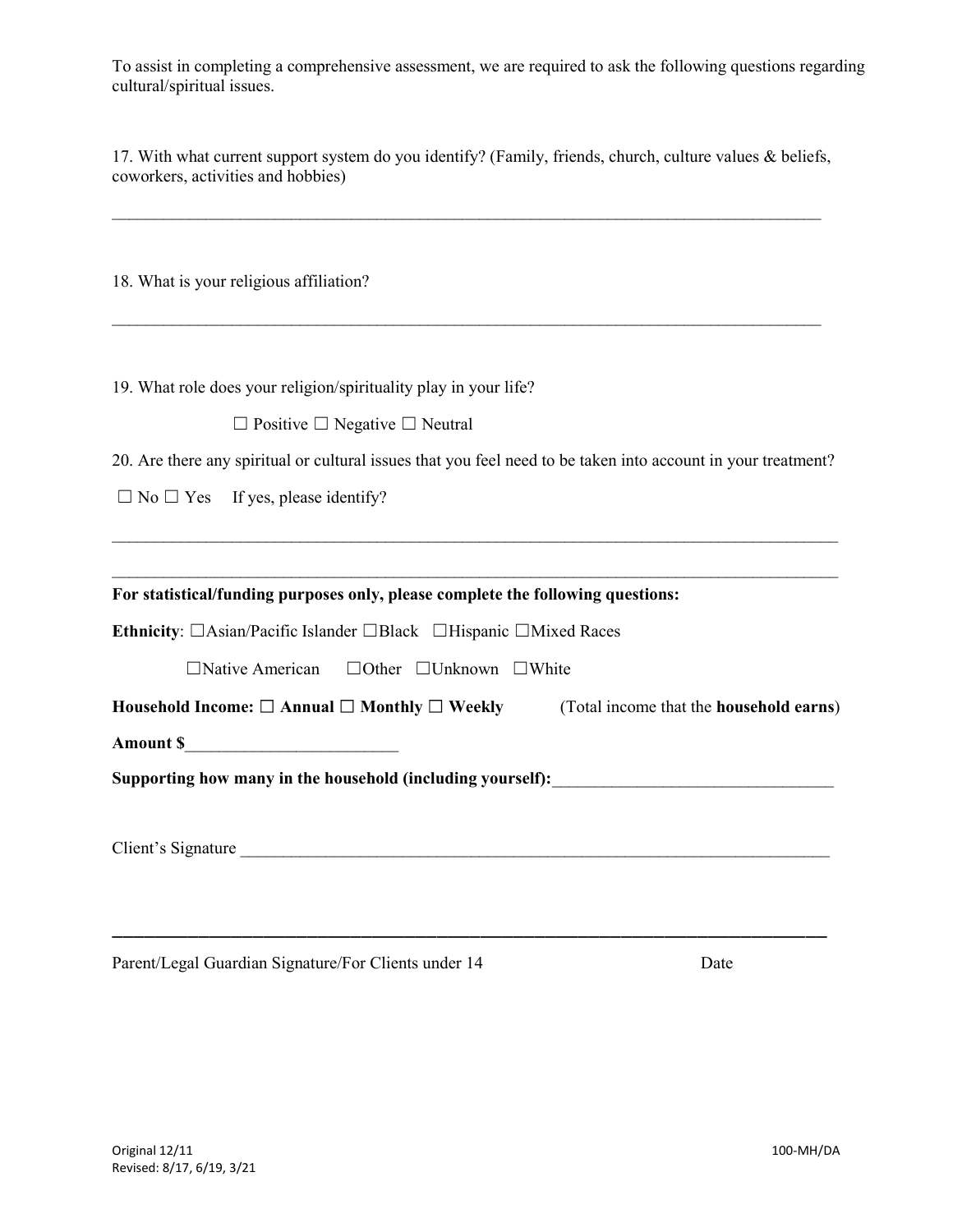To assist in completing a comprehensive assessment, we are required to ask the following questions regarding cultural/spiritual issues.

17. With what current support system do you identify? (Family, friends, church, culture values & beliefs, coworkers, activities and hobbies)

\_\_\_\_\_\_\_\_\_\_\_\_\_\_\_\_\_\_\_\_\_\_\_\_\_\_\_\_\_\_\_\_\_\_\_\_\_\_\_\_\_\_\_\_\_\_\_\_\_\_\_\_\_\_\_\_\_\_\_\_\_\_\_\_\_\_\_\_\_\_\_\_\_\_\_\_\_\_

18. What is your religious affiliation?

\_\_\_\_\_\_\_\_\_\_\_\_\_\_\_\_\_\_\_\_\_\_\_\_\_\_\_\_\_\_\_\_\_\_\_\_\_\_\_\_\_\_\_\_\_\_\_\_\_\_\_\_\_\_\_\_\_\_\_\_\_\_\_\_\_\_\_\_\_\_\_\_\_\_\_\_\_\_

19. What role does your religion/spirituality play in your life?

☐ Positive ☐ Negative ☐ Neutral

20. Are there any spiritual or cultural issues that you feel need to be taken into account in your treatment?

☐ No ☐ Yes If yes, please identify?

\_\_\_\_\_\_\_\_\_\_\_\_\_\_\_\_\_\_\_\_\_\_\_\_\_\_\_\_\_\_\_\_\_\_\_\_\_\_\_\_\_\_\_\_\_\_\_\_\_\_\_\_\_\_\_\_\_\_\_\_\_\_\_\_\_\_\_\_\_\_\_\_\_\_\_\_\_\_

\_\_\_\_\_\_\_\_\_\_\_\_\_\_\_\_\_\_\_\_\_\_\_\_\_\_\_\_\_\_\_\_\_\_\_\_\_\_\_\_\_\_\_\_\_\_\_\_\_\_\_\_\_\_\_\_\_\_\_\_\_\_\_\_\_\_\_\_\_\_\_\_\_\_\_\_\_\_

**For statistical/funding purposes only, please complete the following questions:**

**Ethnicity**: ☐Asian/Pacific Islander ☐Black ☐Hispanic ☐Mixed Races

☐Native American ☐Other ☐Unknown ☐White

**Household Income: ☐ Annual ☐ Monthly ☐ Weekly** (Total income that the **household earns**)

**Amount $**\_\_\_\_\_\_\_\_\_\_\_\_\_\_\_\_\_\_\_\_\_\_\_\_\_

**Supporting how many in the household (including yourself):**\_\_\_\_\_\_\_\_\_\_\_\_\_\_\_\_\_\_\_\_\_\_\_\_\_\_\_\_\_\_\_\_\_

Client's Signature \_\_\_\_\_\_\_\_\_\_\_\_\_\_\_\_\_\_\_\_\_\_\_\_\_\_\_\_\_\_\_\_\_\_\_\_\_\_\_\_\_\_\_\_\_\_\_\_\_\_\_\_\_\_\_\_\_\_\_\_\_\_\_\_\_\_\_\_\_\_

\_\_\_\_\_\_\_\_\_\_\_\_\_\_\_\_\_\_\_\_\_\_\_\_\_\_\_\_\_\_\_\_\_\_\_\_\_\_\_\_\_\_\_\_\_\_\_\_\_\_\_\_\_\_\_\_\_\_\_\_\_\_\_\_\_\_\_\_\_\_\_\_\_\_\_\_\_\_

Parent/Legal Guardian Signature/For Clients under 14 Date

Original 12/11
Revised: 8/17, 6/19, 3/21

100-MH/DA